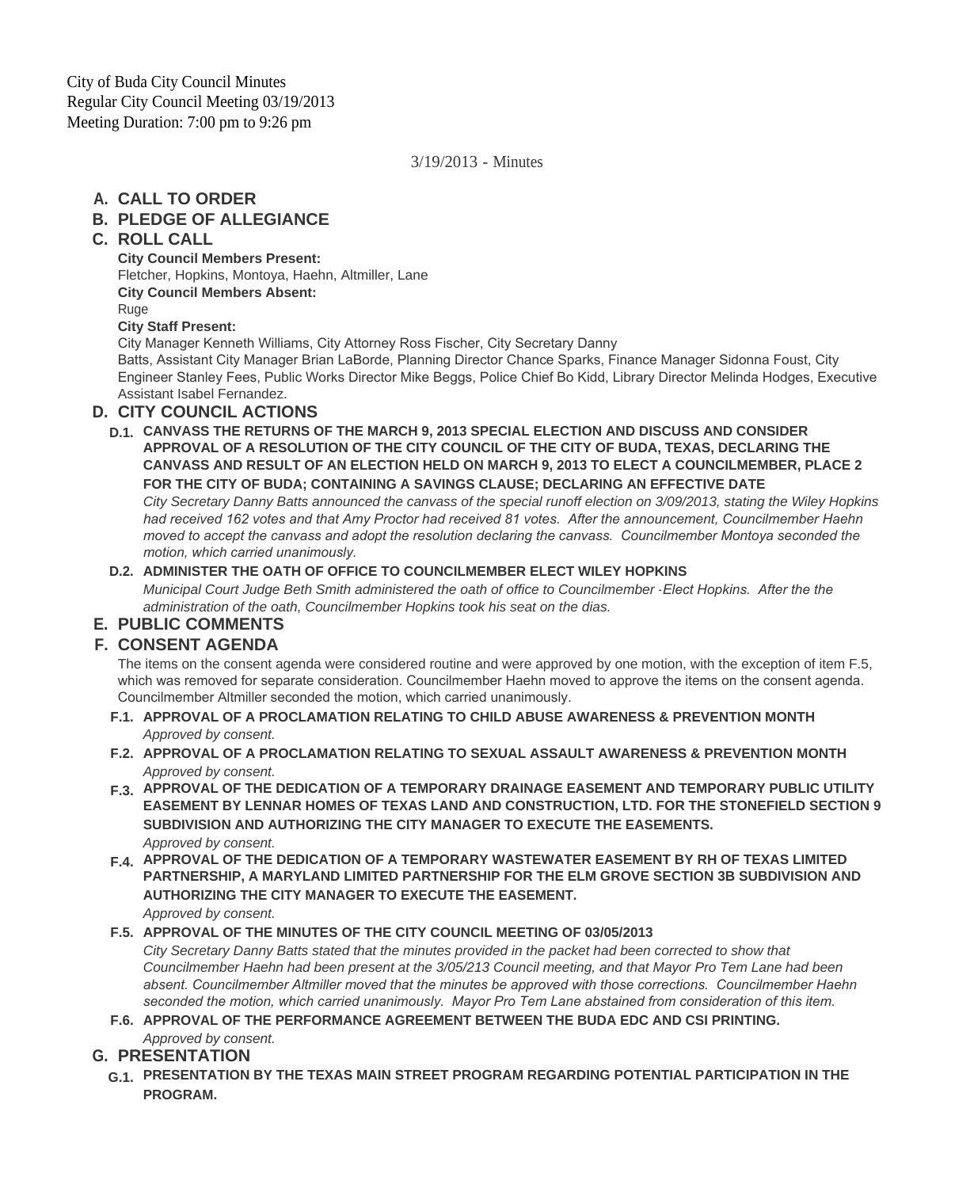City of Buda City Council Minutes
Regular City Council Meeting 03/19/2013
Meeting Duration: 7:00 pm to 9:26 pm

3/19/2013 - Minutes

## A. CALL TO ORDER

## B. PLEDGE OF ALLEGIANCE

## C. ROLL CALL

**City Council Members Present:**
Fletcher, Hopkins, Montoya, Haehn, Altmiller, Lane
**City Council Members Absent:**
Ruge
**City Staff Present:**
City Manager Kenneth Williams, City Attorney Ross Fischer, City Secretary Danny Batts, Assistant City Manager Brian LaBorde, Planning Director Chance Sparks, Finance Manager Sidonna Foust, City Engineer Stanley Fees, Public Works Director Mike Beggs, Police Chief Bo Kidd, Library Director Melinda Hodges, Executive Assistant Isabel Fernandez.

## D. CITY COUNCIL ACTIONS

### D.1. CANVASS THE RETURNS OF THE MARCH 9, 2013 SPECIAL ELECTION AND DISCUSS AND CONSIDER APPROVAL OF A RESOLUTION OF THE CITY COUNCIL OF THE CITY OF BUDA, TEXAS, DECLARING THE CANVASS AND RESULT OF AN ELECTION HELD ON MARCH 9, 2013 TO ELECT A COUNCILMEMBER, PLACE 2 FOR THE CITY OF BUDA; CONTAINING A SAVINGS CLAUSE; DECLARING AN EFFECTIVE DATE

*City Secretary Danny Batts announced the canvass of the special runoff election on 3/09/2013, stating the Wiley Hopkins had received 162 votes and that Amy Proctor had received 81 votes. After the announcement, Councilmember Haehn moved to accept the canvass and adopt the resolution declaring the canvass. Councilmember Montoya seconded the motion, which carried unanimously.*

### D.2. ADMINISTER THE OATH OF OFFICE TO COUNCILMEMBER ELECT WILEY HOPKINS

*Municipal Court Judge Beth Smith administered the oath of office to Councilmember -Elect Hopkins. After the the administration of the oath, Councilmember Hopkins took his seat on the dias.*

## E. PUBLIC COMMENTS

## F. CONSENT AGENDA

The items on the consent agenda were considered routine and were approved by one motion, with the exception of item F.5, which was removed for separate consideration. Councilmember Haehn moved to approve the items on the consent agenda. Councilmember Altmiller seconded the motion, which carried unanimously.

### F.1. APPROVAL OF A PROCLAMATION RELATING TO CHILD ABUSE AWARENESS & PREVENTION MONTH

*Approved by consent.*

### F.2. APPROVAL OF A PROCLAMATION RELATING TO SEXUAL ASSAULT AWARENESS & PREVENTION MONTH

*Approved by consent.*

### F.3. APPROVAL OF THE DEDICATION OF A TEMPORARY DRAINAGE EASEMENT AND TEMPORARY PUBLIC UTILITY EASEMENT BY LENNAR HOMES OF TEXAS LAND AND CONSTRUCTION, LTD. FOR THE STONEFIELD SECTION 9 SUBDIVISION AND AUTHORIZING THE CITY MANAGER TO EXECUTE THE EASEMENTS.

*Approved by consent.*

### F.4. APPROVAL OF THE DEDICATION OF A TEMPORARY WASTEWATER EASEMENT BY RH OF TEXAS LIMITED PARTNERSHIP, A MARYLAND LIMITED PARTNERSHIP FOR THE ELM GROVE SECTION 3B SUBDIVISION AND AUTHORIZING THE CITY MANAGER TO EXECUTE THE EASEMENT.

*Approved by consent.*

### F.5. APPROVAL OF THE MINUTES OF THE CITY COUNCIL MEETING OF 03/05/2013

*City Secretary Danny Batts stated that the minutes provided in the packet had been corrected to show that Councilmember Haehn had been present at the 3/05/213 Council meeting, and that Mayor Pro Tem Lane had been absent. Councilmember Altmiller moved that the minutes be approved with those corrections. Councilmember Haehn seconded the motion, which carried unanimously. Mayor Pro Tem Lane abstained from consideration of this item.*

### F.6. APPROVAL OF THE PERFORMANCE AGREEMENT BETWEEN THE BUDA EDC AND CSI PRINTING.

*Approved by consent.*

## G. PRESENTATION

### G.1. PRESENTATION BY THE TEXAS MAIN STREET PROGRAM REGARDING POTENTIAL PARTICIPATION IN THE PROGRAM.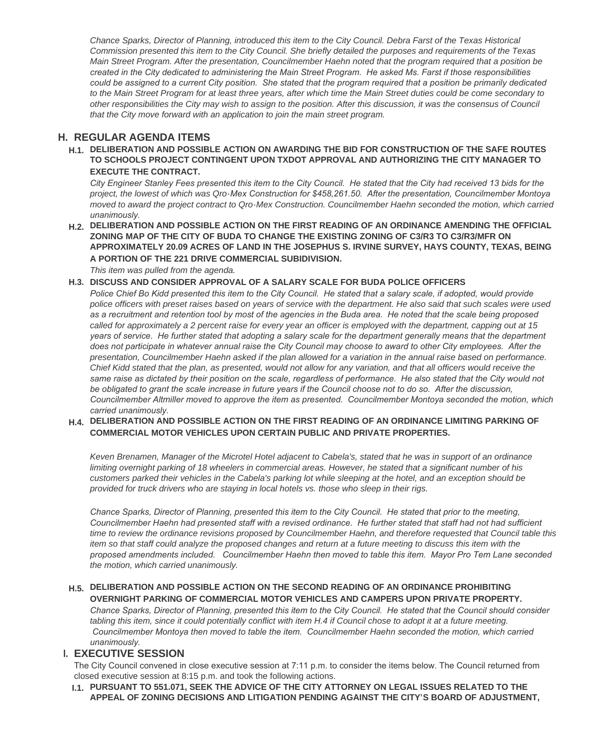*Chance Sparks, Director of Planning, introduced this item to the City Council. Debra Farst of the Texas Historical Commission presented this item to the City Council. She briefly detailed the purposes and requirements of the Texas Main Street Program. After the presentation, Councilmember Haehn noted that the program required that a position be created in the City dedicated to administering the Main Street Program. He asked Ms. Farst if those responsibilities could be assigned to a current City position. She stated that the program required that a position be primarily dedicated to the Main Street Program for at least three years, after which time the Main Street duties could be come secondary to other responsibilities the City may wish to assign to the position. After this discussion, it was the consensus of Council that the City move forward with an application to join the main street program.*

## H. REGULAR AGENDA ITEMS

**H.1. DELIBERATION AND POSSIBLE ACTION ON AWARDING THE BID FOR CONSTRUCTION OF THE SAFE ROUTES TO SCHOOLS PROJECT CONTINGENT UPON TXDOT APPROVAL AND AUTHORIZING THE CITY MANAGER TO EXECUTE THE CONTRACT.**

*City Engineer Stanley Fees presented this item to the City Council. He stated that the City had received 13 bids for the project, the lowest of which was Qro-Mex Construction for $458,261.50. After the presentation, Councilmember Montoya moved to award the project contract to Qro-Mex Construction. Councilmember Haehn seconded the motion, which carried unanimously.*

**H.2. DELIBERATION AND POSSIBLE ACTION ON THE FIRST READING OF AN ORDINANCE AMENDING THE OFFICIAL ZONING MAP OF THE CITY OF BUDA TO CHANGE THE EXISTING ZONING OF C3/R3 TO C3/R3/MFR ON APPROXIMATELY 20.09 ACRES OF LAND IN THE JOSEPHUS S. IRVINE SURVEY, HAYS COUNTY, TEXAS, BEING A PORTION OF THE 221 DRIVE COMMERCIAL SUBIDIVISION.**

*This item was pulled from the agenda.*

**H.3. DISCUSS AND CONSIDER APPROVAL OF A SALARY SCALE FOR BUDA POLICE OFFICERS**

*Police Chief Bo Kidd presented this item to the City Council. He stated that a salary scale, if adopted, would provide police officers with preset raises based on years of service with the department. He also said that such scales were used as a recruitment and retention tool by most of the agencies in the Buda area. He noted that the scale being proposed called for approximately a 2 percent raise for every year an officer is employed with the department, capping out at 15 years of service. He further stated that adopting a salary scale for the department generally means that the department does not participate in whatever annual raise the City Council may choose to award to other City employees. After the presentation, Councilmember Haehn asked if the plan allowed for a variation in the annual raise based on performance. Chief Kidd stated that the plan, as presented, would not allow for any variation, and that all officers would receive the same raise as dictated by their position on the scale, regardless of performance. He also stated that the City would not be obligated to grant the scale increase in future years if the Council choose not to do so. After the discussion, Councilmember Altmiller moved to approve the item as presented. Councilmember Montoya seconded the motion, which carried unanimously.*

**H.4. DELIBERATION AND POSSIBLE ACTION ON THE FIRST READING OF AN ORDINANCE LIMITING PARKING OF COMMERCIAL MOTOR VEHICLES UPON CERTAIN PUBLIC AND PRIVATE PROPERTIES.**

*Keven Brenamen, Manager of the Microtel Hotel adjacent to Cabela's, stated that he was in support of an ordinance limiting overnight parking of 18 wheelers in commercial areas. However, he stated that a significant number of his customers parked their vehicles in the Cabela's parking lot while sleeping at the hotel, and an exception should be provided for truck drivers who are staying in local hotels vs. those who sleep in their rigs.*

*Chance Sparks, Director of Planning, presented this item to the City Council. He stated that prior to the meeting, Councilmember Haehn had presented staff with a revised ordinance. He further stated that staff had not had sufficient time to review the ordinance revisions proposed by Councilmember Haehn, and therefore requested that Council table this item so that staff could analyze the proposed changes and return at a future meeting to discuss this item with the proposed amendments included. Councilmember Haehn then moved to table this item. Mayor Pro Tem Lane seconded the motion, which carried unanimously.*

**H.5. DELIBERATION AND POSSIBLE ACTION ON THE SECOND READING OF AN ORDINANCE PROHIBITING OVERNIGHT PARKING OF COMMERCIAL MOTOR VEHICLES AND CAMPERS UPON PRIVATE PROPERTY.**

*Chance Sparks, Director of Planning, presented this item to the City Council. He stated that the Council should consider tabling this item, since it could potentially conflict with item H.4 if Council chose to adopt it at a future meeting. Councilmember Montoya then moved to table the item. Councilmember Haehn seconded the motion, which carried unanimously.*

## I. EXECUTIVE SESSION

The City Council convened in close executive session at 7:11 p.m. to consider the items below. The Council returned from closed executive session at 8:15 p.m. and took the following actions.

**I.1. PURSUANT TO 551.071, SEEK THE ADVICE OF THE CITY ATTORNEY ON LEGAL ISSUES RELATED TO THE APPEAL OF ZONING DECISIONS AND LITIGATION PENDING AGAINST THE CITY'S BOARD OF ADJUSTMENT,**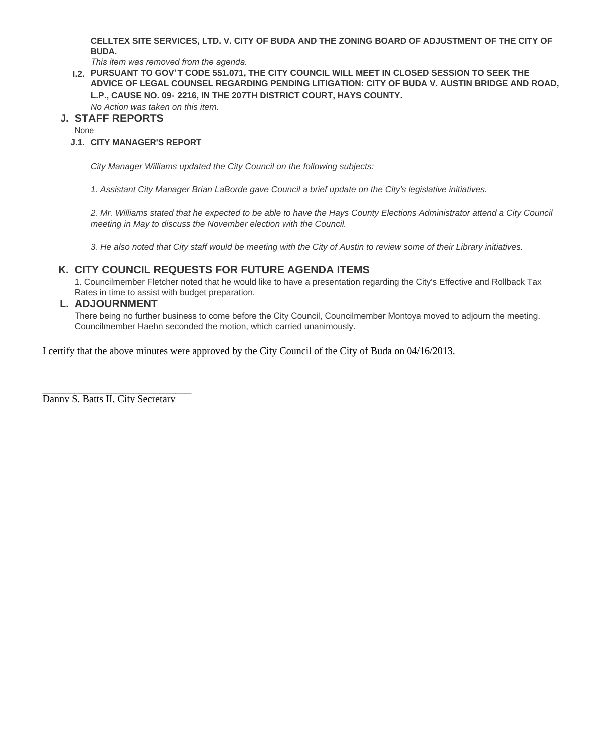**CELLTEX SITE SERVICES, LTD. V. CITY OF BUDA AND THE ZONING BOARD OF ADJUSTMENT OF THE CITY OF BUDA.**

*This item was removed from the agenda.*

**I.2. PURSUANT TO GOV'T CODE 551.071, THE CITY COUNCIL WILL MEET IN CLOSED SESSION TO SEEK THE ADVICE OF LEGAL COUNSEL REGARDING PENDING LITIGATION: CITY OF BUDA V. AUSTIN BRIDGE AND ROAD, L.P., CAUSE NO. 09- 2216, IN THE 207TH DISTRICT COURT, HAYS COUNTY.**

*No Action was taken on this item.*

## J. STAFF REPORTS

None

**J.1. CITY MANAGER'S REPORT**

*City Manager Williams updated the City Council on the following subjects:*

*1. Assistant City Manager Brian LaBorde gave Council a brief update on the City's legislative initiatives.*

*2. Mr. Williams stated that he expected to be able to have the Hays County Elections Administrator attend a City Council meeting in May to discuss the November election with the Council.*

*3. He also noted that City staff would be meeting with the City of Austin to review some of their Library initiatives.*

## K. CITY COUNCIL REQUESTS FOR FUTURE AGENDA ITEMS

1. Councilmember Fletcher noted that he would like to have a presentation regarding the City's Effective and Rollback Tax Rates in time to assist with budget preparation.

## L. ADJOURNMENT

There being no further business to come before the City Council, Councilmember Montoya moved to adjourn the meeting. Councilmember Haehn seconded the motion, which carried unanimously.

I certify that the above minutes were approved by the City Council of the City of Buda on 04/16/2013.

______________________________

Danny S. Batts II, City Secretary